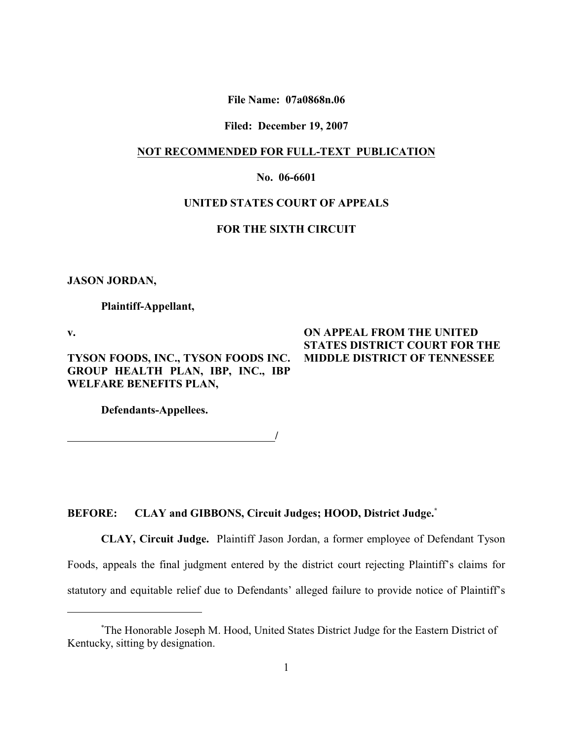**File Name: 07a0868n.06**

**Filed: December 19, 2007**

**NOT RECOMMENDED FOR FULL-TEXT PUBLICATION**

**No. 06-6601**

**UNITED STATES COURT OF APPEALS**

**FOR THE SIXTH CIRCUIT**

**JASON JORDAN,**

**Plaintiff-Appellant,**

**v.**

**TYSON FOODS, INC., TYSON FOODS INC. GROUP HEALTH PLAN, IBP, INC., IBP WELFARE BENEFITS PLAN,**

**Defendants-Appellees.**

**ON APPEAL FROM THE UNITED STATES DISTRICT COURT FOR THE MIDDLE DISTRICT OF TENNESSEE**

**BEFORE: CLAY and GIBBONS, Circuit Judges; HOOD, District Judge.***

**CLAY, Circuit Judge.** Plaintiff Jason Jordan, a former employee of Defendant Tyson Foods, appeals the final judgment entered by the district court rejecting Plaintiff's claims for statutory and equitable relief due to Defendants' alleged failure to provide notice of Plaintiff's

---

*The Honorable Joseph M. Hood, United States District Judge for the Eastern District of Kentucky, sitting by designation.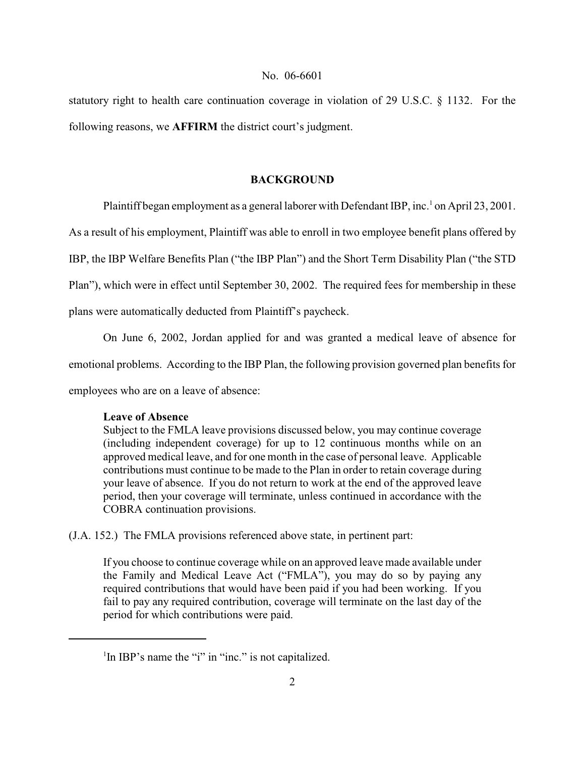statutory right to health care continuation coverage in violation of 29 U.S.C. § 1132. For the following reasons, we **AFFIRM** the district court's judgment.

## BACKGROUND

Plaintiff began employment as a general laborer with Defendant IBP, inc.[1] on April 23, 2001. As a result of his employment, Plaintiff was able to enroll in two employee benefit plans offered by IBP, the IBP Welfare Benefits Plan ("the IBP Plan") and the Short Term Disability Plan ("the STD Plan"), which were in effect until September 30, 2002. The required fees for membership in these plans were automatically deducted from Plaintiff's paycheck.

On June 6, 2002, Jordan applied for and was granted a medical leave of absence for emotional problems. According to the IBP Plan, the following provision governed plan benefits for employees who are on a leave of absence:

> **Leave of Absence**
> Subject to the FMLA leave provisions discussed below, you may continue coverage (including independent coverage) for up to 12 continuous months while on an approved medical leave, and for one month in the case of personal leave. Applicable contributions must continue to be made to the Plan in order to retain coverage during your leave of absence. If you do not return to work at the end of the approved leave period, then your coverage will terminate, unless continued in accordance with the COBRA continuation provisions.

(J.A. 152.) The FMLA provisions referenced above state, in pertinent part:

> If you choose to continue coverage while on an approved leave made available under the Family and Medical Leave Act ("FMLA"), you may do so by paying any required contributions that would have been paid if you had been working. If you fail to pay any required contribution, coverage will terminate on the last day of the period for which contributions were paid.

---

[1] In IBP's name the "i" in "inc." is not capitalized.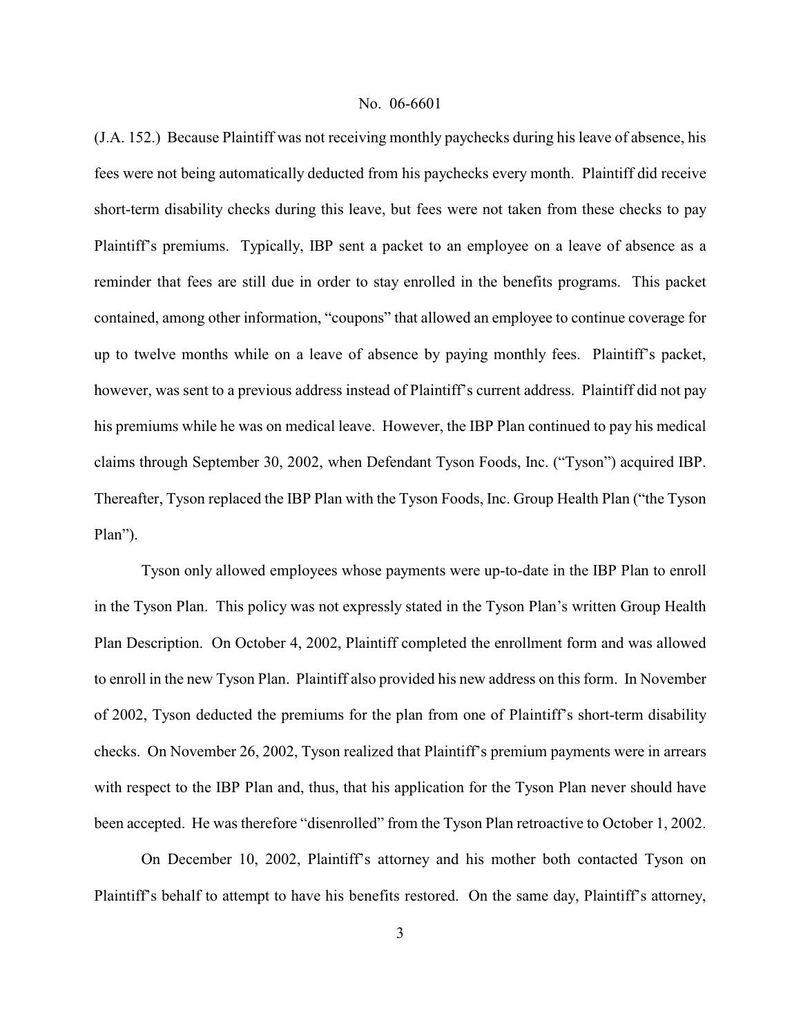(J.A. 152.) Because Plaintiff was not receiving monthly paychecks during his leave of absence, his fees were not being automatically deducted from his paychecks every month. Plaintiff did receive short-term disability checks during this leave, but fees were not taken from these checks to pay Plaintiff's premiums. Typically, IBP sent a packet to an employee on a leave of absence as a reminder that fees are still due in order to stay enrolled in the benefits programs. This packet contained, among other information, "coupons" that allowed an employee to continue coverage for up to twelve months while on a leave of absence by paying monthly fees. Plaintiff's packet, however, was sent to a previous address instead of Plaintiff's current address. Plaintiff did not pay his premiums while he was on medical leave. However, the IBP Plan continued to pay his medical claims through September 30, 2002, when Defendant Tyson Foods, Inc. ("Tyson") acquired IBP. Thereafter, Tyson replaced the IBP Plan with the Tyson Foods, Inc. Group Health Plan ("the Tyson Plan").

Tyson only allowed employees whose payments were up-to-date in the IBP Plan to enroll in the Tyson Plan. This policy was not expressly stated in the Tyson Plan's written Group Health Plan Description. On October 4, 2002, Plaintiff completed the enrollment form and was allowed to enroll in the new Tyson Plan. Plaintiff also provided his new address on this form. In November of 2002, Tyson deducted the premiums for the plan from one of Plaintiff's short-term disability checks. On November 26, 2002, Tyson realized that Plaintiff's premium payments were in arrears with respect to the IBP Plan and, thus, that his application for the Tyson Plan never should have been accepted. He was therefore "disenrolled" from the Tyson Plan retroactive to October 1, 2002.

On December 10, 2002, Plaintiff's attorney and his mother both contacted Tyson on Plaintiff's behalf to attempt to have his benefits restored. On the same day, Plaintiff's attorney,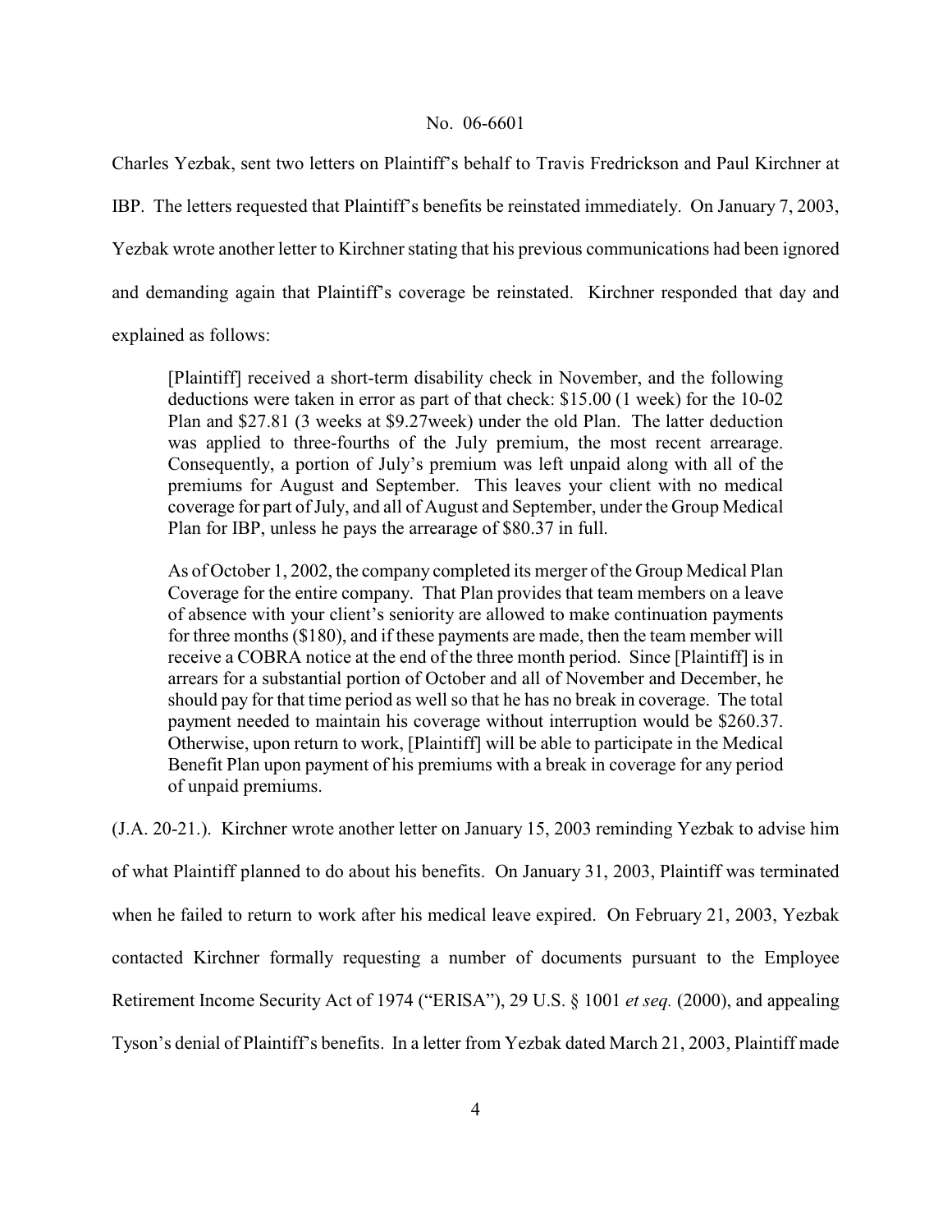Charles Yezbak, sent two letters on Plaintiff's behalf to Travis Fredrickson and Paul Kirchner at IBP. The letters requested that Plaintiff's benefits be reinstated immediately. On January 7, 2003, Yezbak wrote another letter to Kirchner stating that his previous communications had been ignored and demanding again that Plaintiff's coverage be reinstated. Kirchner responded that day and explained as follows:

> [Plaintiff] received a short-term disability check in November, and the following deductions were taken in error as part of that check: $15.00 (1 week) for the 10-02 Plan and $27.81 (3 weeks at $9.27week) under the old Plan. The latter deduction was applied to three-fourths of the July premium, the most recent arrearage. Consequently, a portion of July's premium was left unpaid along with all of the premiums for August and September. This leaves your client with no medical coverage for part of July, and all of August and September, under the Group Medical Plan for IBP, unless he pays the arrearage of $80.37 in full.
>
> As of October 1, 2002, the company completed its merger of the Group Medical Plan Coverage for the entire company. That Plan provides that team members on a leave of absence with your client's seniority are allowed to make continuation payments for three months ($180), and if these payments are made, then the team member will receive a COBRA notice at the end of the three month period. Since [Plaintiff] is in arrears for a substantial portion of October and all of November and December, he should pay for that time period as well so that he has no break in coverage. The total payment needed to maintain his coverage without interruption would be $260.37. Otherwise, upon return to work, [Plaintiff] will be able to participate in the Medical Benefit Plan upon payment of his premiums with a break in coverage for any period of unpaid premiums.

(J.A. 20-21.). Kirchner wrote another letter on January 15, 2003 reminding Yezbak to advise him of what Plaintiff planned to do about his benefits. On January 31, 2003, Plaintiff was terminated when he failed to return to work after his medical leave expired. On February 21, 2003, Yezbak contacted Kirchner formally requesting a number of documents pursuant to the Employee Retirement Income Security Act of 1974 ("ERISA"), 29 U.S. § 1001 *et seq.* (2000), and appealing Tyson's denial of Plaintiff's benefits. In a letter from Yezbak dated March 21, 2003, Plaintiff made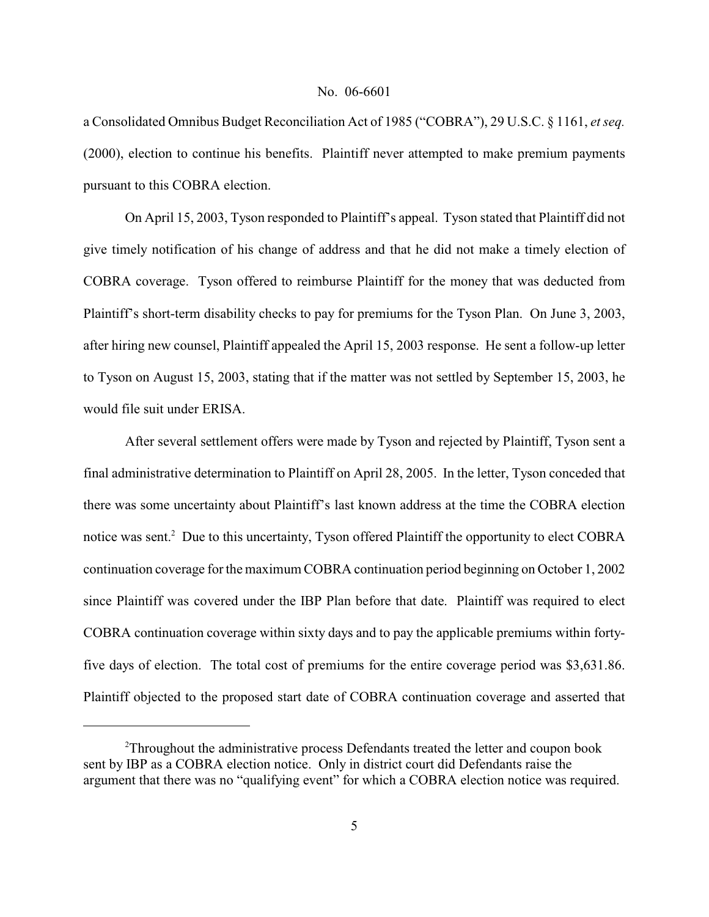a Consolidated Omnibus Budget Reconciliation Act of 1985 ("COBRA"), 29 U.S.C. § 1161, *et seq.* (2000), election to continue his benefits. Plaintiff never attempted to make premium payments pursuant to this COBRA election.

On April 15, 2003, Tyson responded to Plaintiff's appeal. Tyson stated that Plaintiff did not give timely notification of his change of address and that he did not make a timely election of COBRA coverage. Tyson offered to reimburse Plaintiff for the money that was deducted from Plaintiff's short-term disability checks to pay for premiums for the Tyson Plan. On June 3, 2003, after hiring new counsel, Plaintiff appealed the April 15, 2003 response. He sent a follow-up letter to Tyson on August 15, 2003, stating that if the matter was not settled by September 15, 2003, he would file suit under ERISA.

After several settlement offers were made by Tyson and rejected by Plaintiff, Tyson sent a final administrative determination to Plaintiff on April 28, 2005. In the letter, Tyson conceded that there was some uncertainty about Plaintiff's last known address at the time the COBRA election notice was sent.[2] Due to this uncertainty, Tyson offered Plaintiff the opportunity to elect COBRA continuation coverage for the maximum COBRA continuation period beginning on October 1, 2002 since Plaintiff was covered under the IBP Plan before that date. Plaintiff was required to elect COBRA continuation coverage within sixty days and to pay the applicable premiums within forty-five days of election. The total cost of premiums for the entire coverage period was $3,631.86. Plaintiff objected to the proposed start date of COBRA continuation coverage and asserted that

---

[2] Throughout the administrative process Defendants treated the letter and coupon book sent by IBP as a COBRA election notice. Only in district court did Defendants raise the argument that there was no "qualifying event" for which a COBRA election notice was required.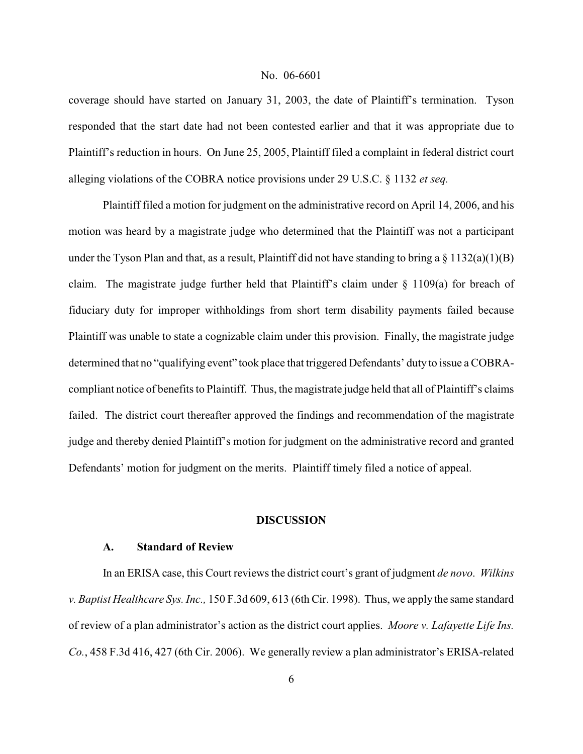coverage should have started on January 31, 2003, the date of Plaintiff's termination. Tyson responded that the start date had not been contested earlier and that it was appropriate due to Plaintiff's reduction in hours. On June 25, 2005, Plaintiff filed a complaint in federal district court alleging violations of the COBRA notice provisions under 29 U.S.C. § 1132 *et seq.*

Plaintiff filed a motion for judgment on the administrative record on April 14, 2006, and his motion was heard by a magistrate judge who determined that the Plaintiff was not a participant under the Tyson Plan and that, as a result, Plaintiff did not have standing to bring a § 1132(a)(1)(B) claim. The magistrate judge further held that Plaintiff's claim under § 1109(a) for breach of fiduciary duty for improper withholdings from short term disability payments failed because Plaintiff was unable to state a cognizable claim under this provision. Finally, the magistrate judge determined that no "qualifying event" took place that triggered Defendants' duty to issue a COBRA-compliant notice of benefits to Plaintiff. Thus, the magistrate judge held that all of Plaintiff's claims failed. The district court thereafter approved the findings and recommendation of the magistrate judge and thereby denied Plaintiff's motion for judgment on the administrative record and granted Defendants' motion for judgment on the merits. Plaintiff timely filed a notice of appeal.

## DISCUSSION

### A. Standard of Review

In an ERISA case, this Court reviews the district court's grant of judgment *de novo*. *Wilkins v. Baptist Healthcare Sys. Inc.,* 150 F.3d 609, 613 (6th Cir. 1998). Thus, we apply the same standard of review of a plan administrator's action as the district court applies. *Moore v. Lafayette Life Ins. Co.*, 458 F.3d 416, 427 (6th Cir. 2006). We generally review a plan administrator's ERISA-related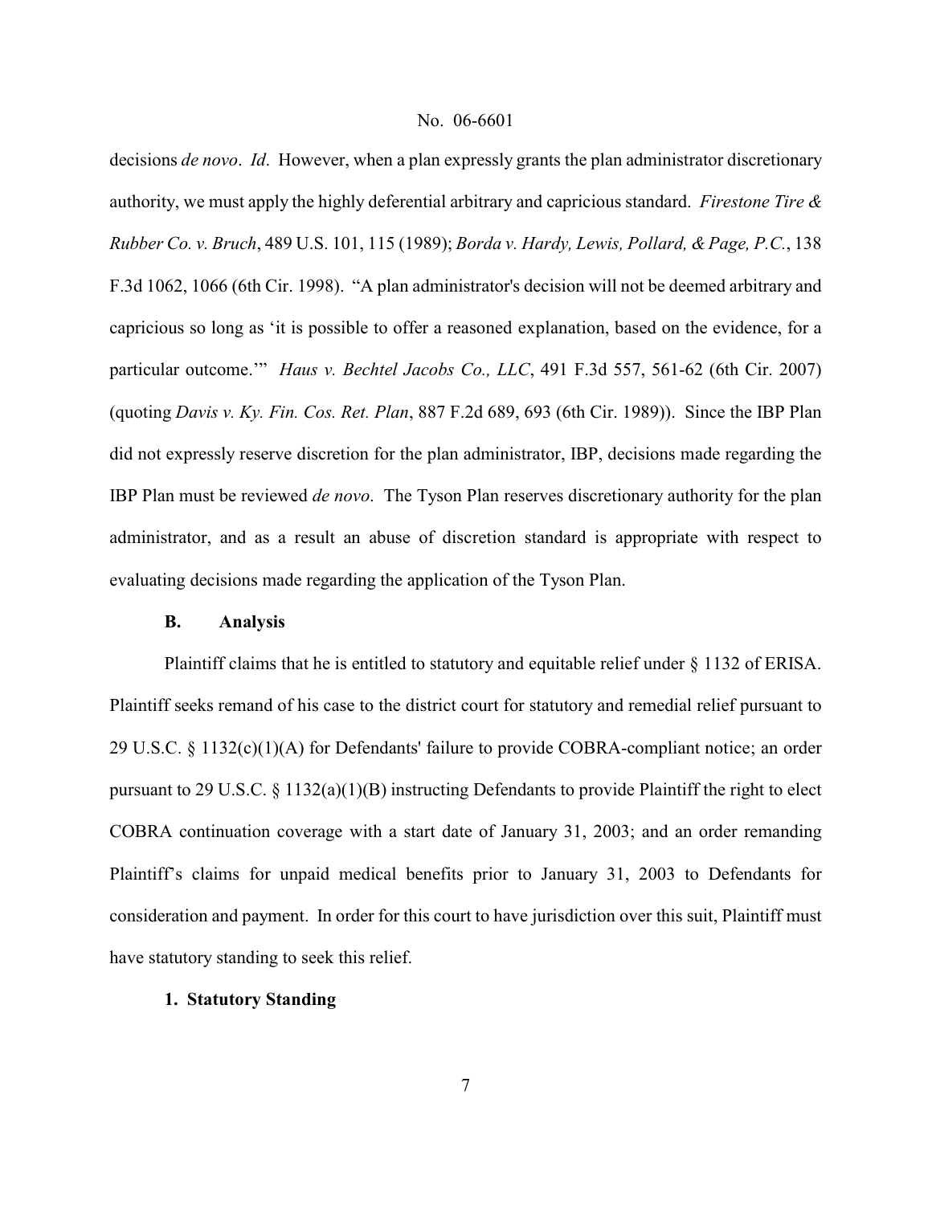decisions *de novo*. *Id*. However, when a plan expressly grants the plan administrator discretionary authority, we must apply the highly deferential arbitrary and capricious standard. *Firestone Tire & Rubber Co. v. Bruch*, 489 U.S. 101, 115 (1989); *Borda v. Hardy, Lewis, Pollard, & Page, P.C.*, 138 F.3d 1062, 1066 (6th Cir. 1998). "A plan administrator's decision will not be deemed arbitrary and capricious so long as 'it is possible to offer a reasoned explanation, based on the evidence, for a particular outcome.'" *Haus v. Bechtel Jacobs Co., LLC*, 491 F.3d 557, 561-62 (6th Cir. 2007) (quoting *Davis v. Ky. Fin. Cos. Ret. Plan*, 887 F.2d 689, 693 (6th Cir. 1989)). Since the IBP Plan did not expressly reserve discretion for the plan administrator, IBP, decisions made regarding the IBP Plan must be reviewed *de novo*. The Tyson Plan reserves discretionary authority for the plan administrator, and as a result an abuse of discretion standard is appropriate with respect to evaluating decisions made regarding the application of the Tyson Plan.

### B. Analysis

Plaintiff claims that he is entitled to statutory and equitable relief under § 1132 of ERISA. Plaintiff seeks remand of his case to the district court for statutory and remedial relief pursuant to 29 U.S.C. § 1132(c)(1)(A) for Defendants' failure to provide COBRA-compliant notice; an order pursuant to 29 U.S.C. § 1132(a)(1)(B) instructing Defendants to provide Plaintiff the right to elect COBRA continuation coverage with a start date of January 31, 2003; and an order remanding Plaintiff's claims for unpaid medical benefits prior to January 31, 2003 to Defendants for consideration and payment. In order for this court to have jurisdiction over this suit, Plaintiff must have statutory standing to seek this relief.

#### 1. Statutory Standing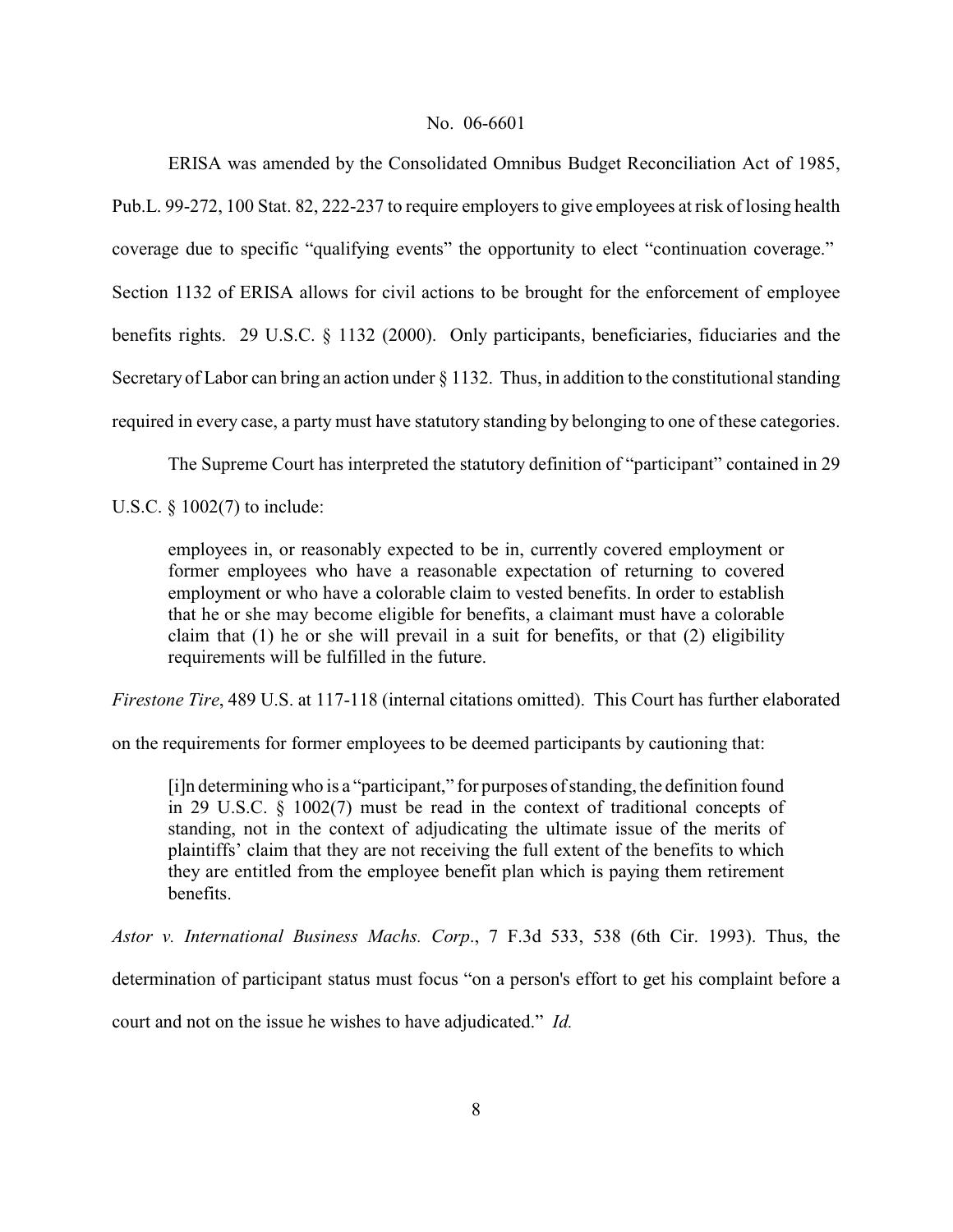ERISA was amended by the Consolidated Omnibus Budget Reconciliation Act of 1985, Pub.L. 99-272, 100 Stat. 82, 222-237 to require employers to give employees at risk of losing health coverage due to specific "qualifying events" the opportunity to elect "continuation coverage." Section 1132 of ERISA allows for civil actions to be brought for the enforcement of employee benefits rights. 29 U.S.C. § 1132 (2000). Only participants, beneficiaries, fiduciaries and the Secretary of Labor can bring an action under § 1132. Thus, in addition to the constitutional standing required in every case, a party must have statutory standing by belonging to one of these categories.

The Supreme Court has interpreted the statutory definition of "participant" contained in 29 U.S.C. § 1002(7) to include:

> employees in, or reasonably expected to be in, currently covered employment or former employees who have a reasonable expectation of returning to covered employment or who have a colorable claim to vested benefits. In order to establish that he or she may become eligible for benefits, a claimant must have a colorable claim that (1) he or she will prevail in a suit for benefits, or that (2) eligibility requirements will be fulfilled in the future.

*Firestone Tire*, 489 U.S. at 117-118 (internal citations omitted). This Court has further elaborated on the requirements for former employees to be deemed participants by cautioning that:

> [i]n determining who is a "participant," for purposes of standing, the definition found in 29 U.S.C. § 1002(7) must be read in the context of traditional concepts of standing, not in the context of adjudicating the ultimate issue of the merits of plaintiffs' claim that they are not receiving the full extent of the benefits to which they are entitled from the employee benefit plan which is paying them retirement benefits.

*Astor v. International Business Machs. Corp.*, 7 F.3d 533, 538 (6th Cir. 1993). Thus, the determination of participant status must focus "on a person's effort to get his complaint before a court and not on the issue he wishes to have adjudicated." *Id.*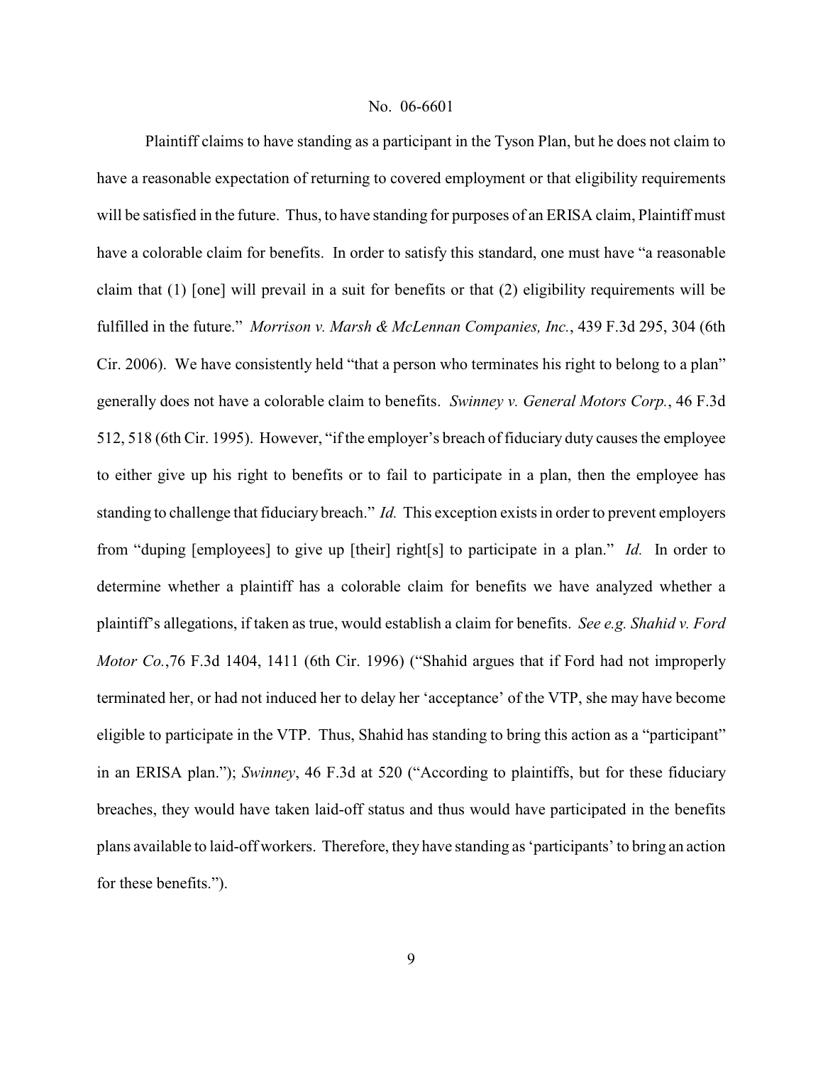Plaintiff claims to have standing as a participant in the Tyson Plan, but he does not claim to have a reasonable expectation of returning to covered employment or that eligibility requirements will be satisfied in the future. Thus, to have standing for purposes of an ERISA claim, Plaintiff must have a colorable claim for benefits. In order to satisfy this standard, one must have "a reasonable claim that (1) [one] will prevail in a suit for benefits or that (2) eligibility requirements will be fulfilled in the future." *Morrison v. Marsh & McLennan Companies, Inc.*, 439 F.3d 295, 304 (6th Cir. 2006). We have consistently held "that a person who terminates his right to belong to a plan" generally does not have a colorable claim to benefits. *Swinney v. General Motors Corp.*, 46 F.3d 512, 518 (6th Cir. 1995). However, "if the employer's breach of fiduciary duty causes the employee to either give up his right to benefits or to fail to participate in a plan, then the employee has standing to challenge that fiduciary breach." *Id.* This exception exists in order to prevent employers from "duping [employees] to give up [their] right[s] to participate in a plan." *Id.* In order to determine whether a plaintiff has a colorable claim for benefits we have analyzed whether a plaintiff's allegations, if taken as true, would establish a claim for benefits. *See e.g. Shahid v. Ford Motor Co.*,76 F.3d 1404, 1411 (6th Cir. 1996) ("Shahid argues that if Ford had not improperly terminated her, or had not induced her to delay her 'acceptance' of the VTP, she may have become eligible to participate in the VTP. Thus, Shahid has standing to bring this action as a "participant" in an ERISA plan."); *Swinney*, 46 F.3d at 520 ("According to plaintiffs, but for these fiduciary breaches, they would have taken laid-off status and thus would have participated in the benefits plans available to laid-off workers. Therefore, they have standing as 'participants' to bring an action for these benefits.").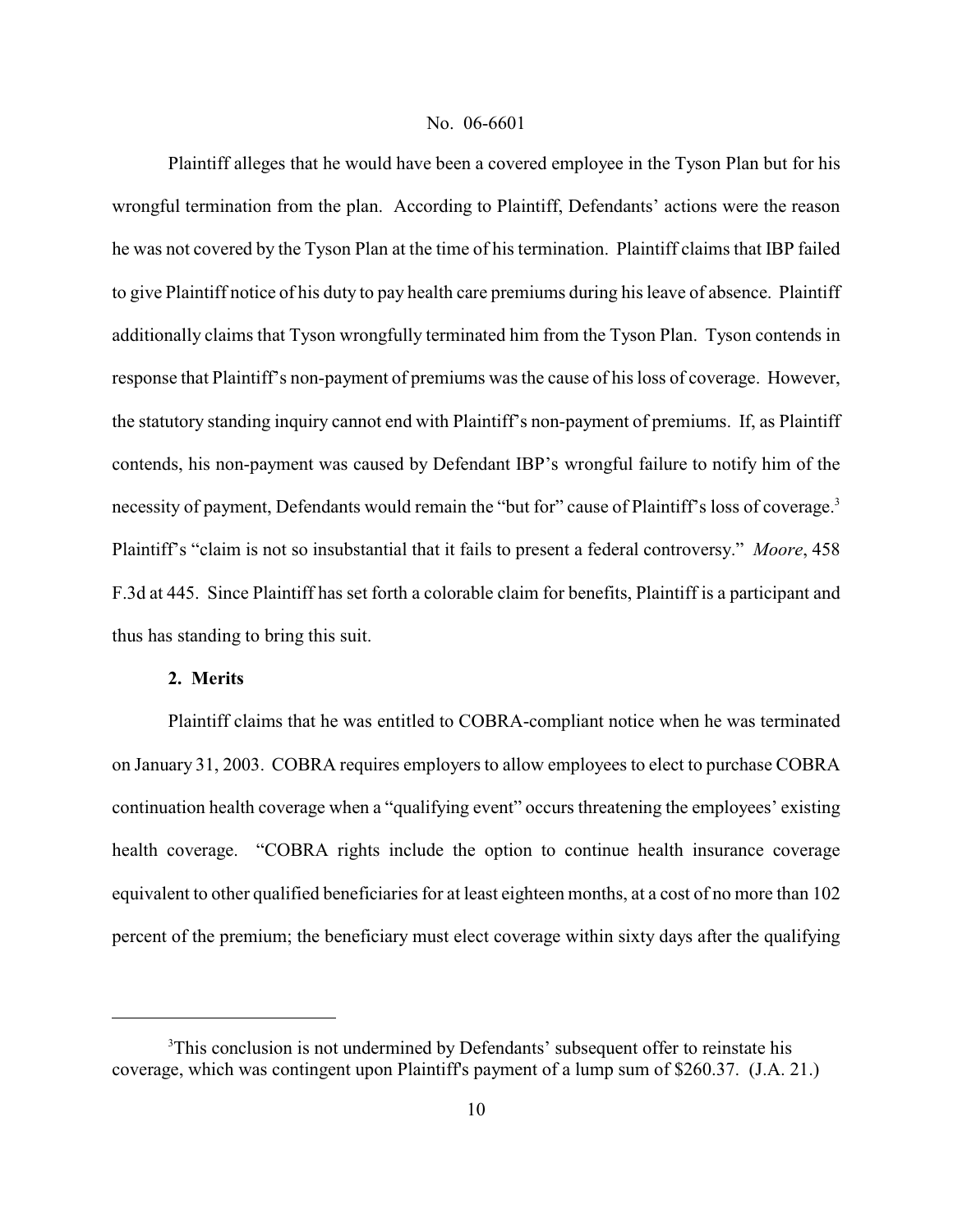Plaintiff alleges that he would have been a covered employee in the Tyson Plan but for his wrongful termination from the plan. According to Plaintiff, Defendants' actions were the reason he was not covered by the Tyson Plan at the time of his termination. Plaintiff claims that IBP failed to give Plaintiff notice of his duty to pay health care premiums during his leave of absence. Plaintiff additionally claims that Tyson wrongfully terminated him from the Tyson Plan. Tyson contends in response that Plaintiff's non-payment of premiums was the cause of his loss of coverage. However, the statutory standing inquiry cannot end with Plaintiff's non-payment of premiums. If, as Plaintiff contends, his non-payment was caused by Defendant IBP's wrongful failure to notify him of the necessity of payment, Defendants would remain the "but for" cause of Plaintiff's loss of coverage.[3] Plaintiff's "claim is not so insubstantial that it fails to present a federal controversy." *Moore*, 458 F.3d at 445. Since Plaintiff has set forth a colorable claim for benefits, Plaintiff is a participant and thus has standing to bring this suit.

**2. Merits**

Plaintiff claims that he was entitled to COBRA-compliant notice when he was terminated on January 31, 2003. COBRA requires employers to allow employees to elect to purchase COBRA continuation health coverage when a "qualifying event" occurs threatening the employees' existing health coverage. "COBRA rights include the option to continue health insurance coverage equivalent to other qualified beneficiaries for at least eighteen months, at a cost of no more than 102 percent of the premium; the beneficiary must elect coverage within sixty days after the qualifying

---

[3]This conclusion is not undermined by Defendants' subsequent offer to reinstate his coverage, which was contingent upon Plaintiff's payment of a lump sum of $260.37. (J.A. 21.)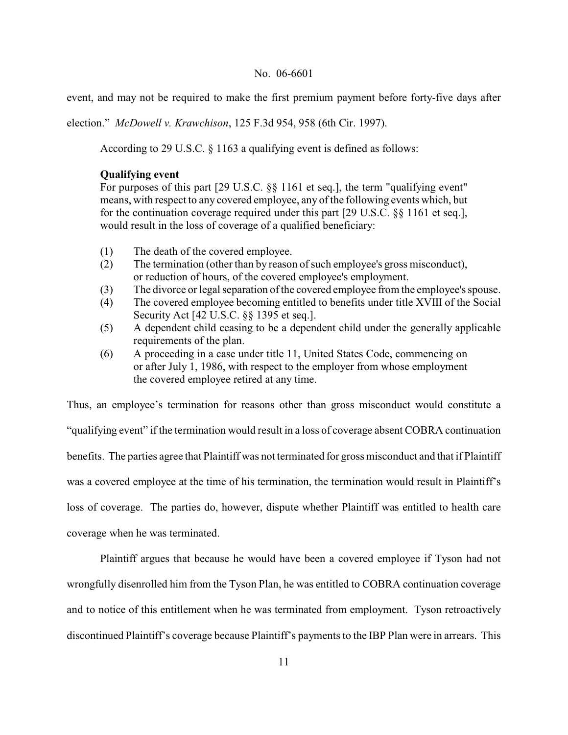event, and may not be required to make the first premium payment before forty-five days after election." *McDowell v. Krawchison*, 125 F.3d 954, 958 (6th Cir. 1997).

According to 29 U.S.C. § 1163 a qualifying event is defined as follows:

> **Qualifying event**
> For purposes of this part [29 U.S.C. §§ 1161 et seq.], the term "qualifying event" means, with respect to any covered employee, any of the following events which, but for the continuation coverage required under this part [29 U.S.C. §§ 1161 et seq.], would result in the loss of coverage of a qualified beneficiary:
>
> (1) The death of the covered employee.
> (2) The termination (other than by reason of such employee's gross misconduct), or reduction of hours, of the covered employee's employment.
> (3) The divorce or legal separation of the covered employee from the employee's spouse.
> (4) The covered employee becoming entitled to benefits under title XVIII of the Social Security Act [42 U.S.C. §§ 1395 et seq.].
> (5) A dependent child ceasing to be a dependent child under the generally applicable requirements of the plan.
> (6) A proceeding in a case under title 11, United States Code, commencing on or after July 1, 1986, with respect to the employer from whose employment the covered employee retired at any time.

Thus, an employee's termination for reasons other than gross misconduct would constitute a "qualifying event" if the termination would result in a loss of coverage absent COBRA continuation benefits. The parties agree that Plaintiff was not terminated for gross misconduct and that if Plaintiff was a covered employee at the time of his termination, the termination would result in Plaintiff's loss of coverage. The parties do, however, dispute whether Plaintiff was entitled to health care coverage when he was terminated.

Plaintiff argues that because he would have been a covered employee if Tyson had not wrongfully disenrolled him from the Tyson Plan, he was entitled to COBRA continuation coverage and to notice of this entitlement when he was terminated from employment. Tyson retroactively discontinued Plaintiff's coverage because Plaintiff's payments to the IBP Plan were in arrears. This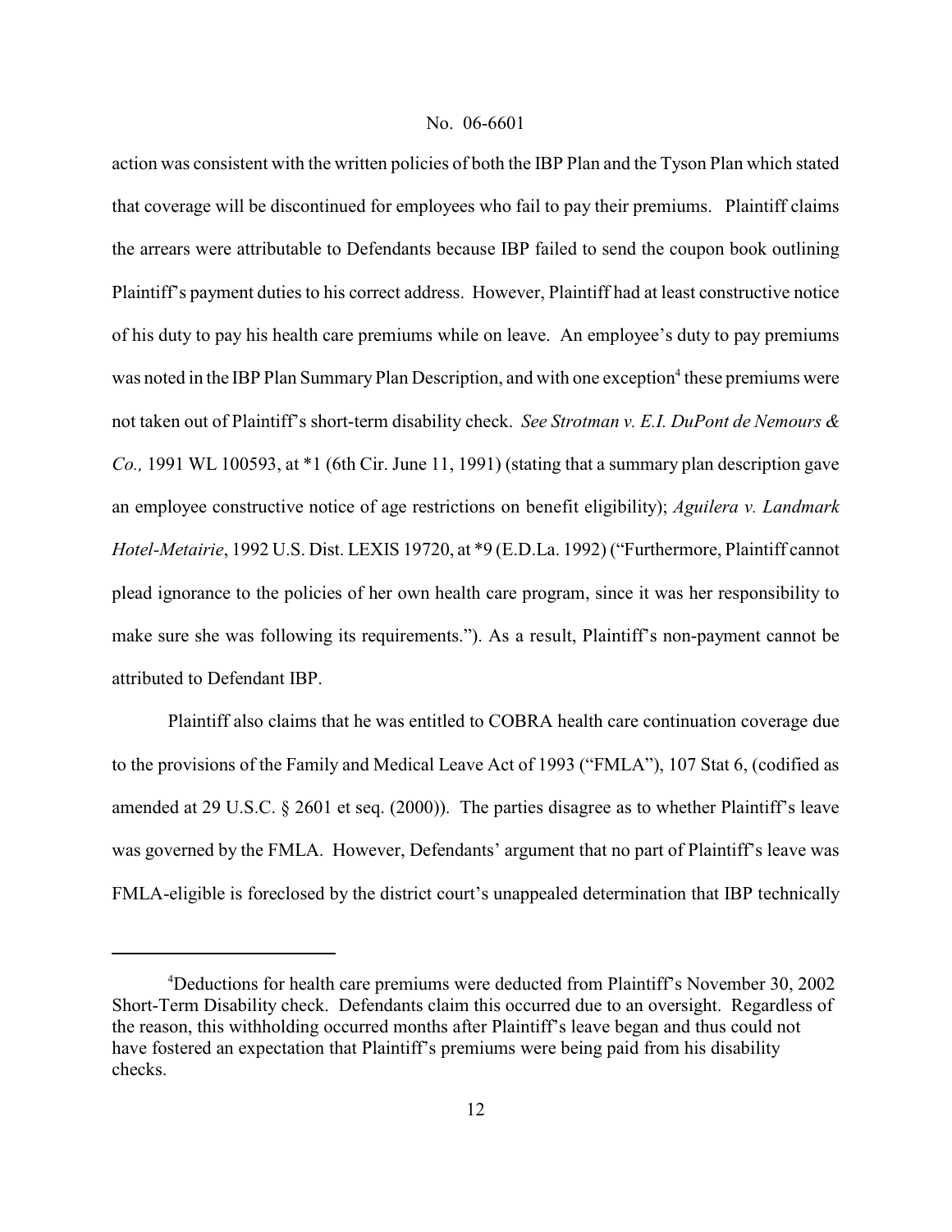action was consistent with the written policies of both the IBP Plan and the Tyson Plan which stated that coverage will be discontinued for employees who fail to pay their premiums. Plaintiff claims the arrears were attributable to Defendants because IBP failed to send the coupon book outlining Plaintiff's payment duties to his correct address. However, Plaintiff had at least constructive notice of his duty to pay his health care premiums while on leave. An employee's duty to pay premiums was noted in the IBP Plan Summary Plan Description, and with one exception[4] these premiums were not taken out of Plaintiff's short-term disability check. *See Strotman v. E.I. DuPont de Nemours & Co.,* 1991 WL 100593, at *1 (6th Cir. June 11, 1991) (stating that a summary plan description gave an employee constructive notice of age restrictions on benefit eligibility); *Aguilera v. Landmark Hotel-Metairie*, 1992 U.S. Dist. LEXIS 19720, at *9 (E.D.La. 1992) ("Furthermore, Plaintiff cannot plead ignorance to the policies of her own health care program, since it was her responsibility to make sure she was following its requirements."). As a result, Plaintiff's non-payment cannot be attributed to Defendant IBP.

Plaintiff also claims that he was entitled to COBRA health care continuation coverage due to the provisions of the Family and Medical Leave Act of 1993 ("FMLA"), 107 Stat 6, (codified as amended at 29 U.S.C. § 2601 et seq. (2000)). The parties disagree as to whether Plaintiff's leave was governed by the FMLA. However, Defendants' argument that no part of Plaintiff's leave was FMLA-eligible is foreclosed by the district court's unappealed determination that IBP technically

[4]Deductions for health care premiums were deducted from Plaintiff's November 30, 2002 Short-Term Disability check. Defendants claim this occurred due to an oversight. Regardless of the reason, this withholding occurred months after Plaintiff's leave began and thus could not have fostered an expectation that Plaintiff's premiums were being paid from his disability checks.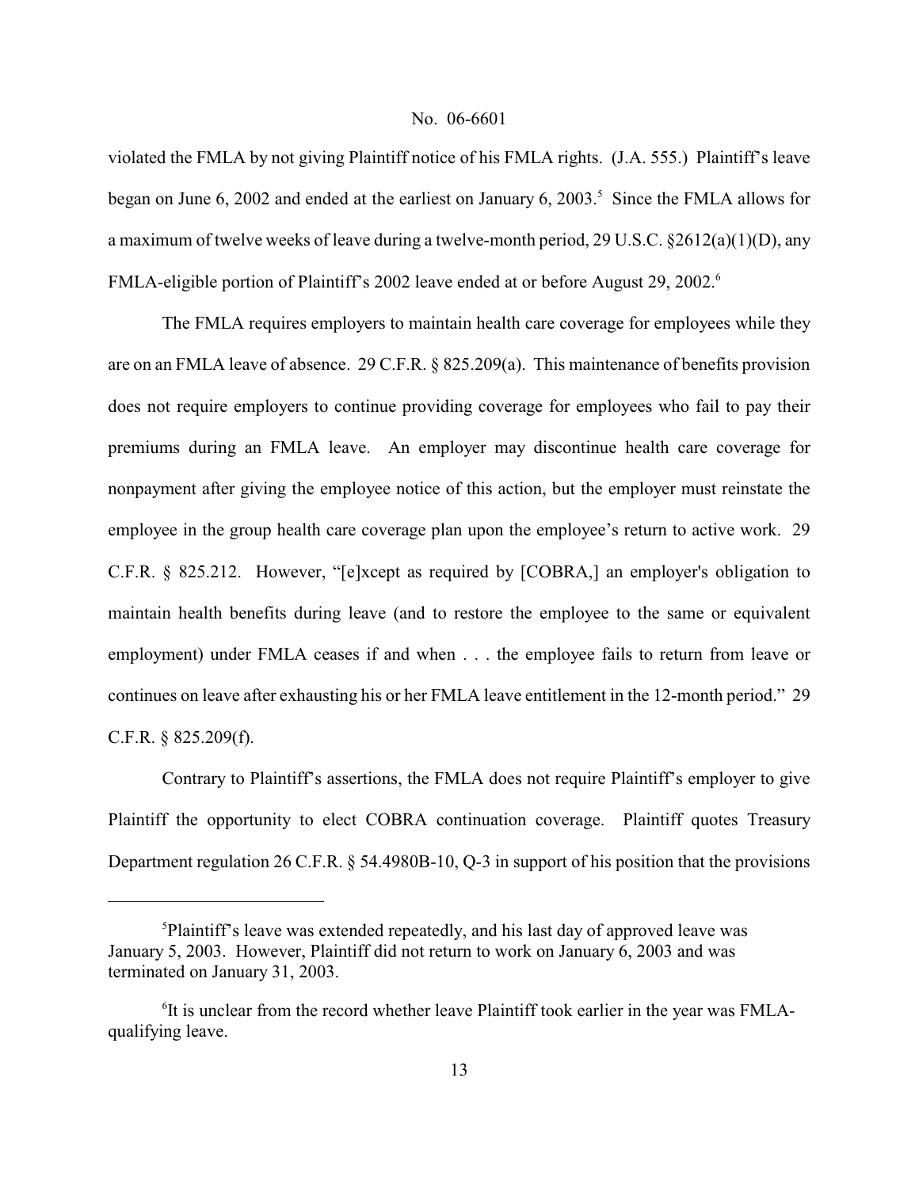violated the FMLA by not giving Plaintiff notice of his FMLA rights. (J.A. 555.) Plaintiff's leave began on June 6, 2002 and ended at the earliest on January 6, 2003.[5] Since the FMLA allows for a maximum of twelve weeks of leave during a twelve-month period, 29 U.S.C. §2612(a)(1)(D), any FMLA-eligible portion of Plaintiff's 2002 leave ended at or before August 29, 2002.[6]

The FMLA requires employers to maintain health care coverage for employees while they are on an FMLA leave of absence. 29 C.F.R. § 825.209(a). This maintenance of benefits provision does not require employers to continue providing coverage for employees who fail to pay their premiums during an FMLA leave. An employer may discontinue health care coverage for nonpayment after giving the employee notice of this action, but the employer must reinstate the employee in the group health care coverage plan upon the employee's return to active work. 29 C.F.R. § 825.212. However, "[e]xcept as required by [COBRA,] an employer's obligation to maintain health benefits during leave (and to restore the employee to the same or equivalent employment) under FMLA ceases if and when . . . the employee fails to return from leave or continues on leave after exhausting his or her FMLA leave entitlement in the 12-month period." 29 C.F.R. § 825.209(f).

Contrary to Plaintiff's assertions, the FMLA does not require Plaintiff's employer to give Plaintiff the opportunity to elect COBRA continuation coverage. Plaintiff quotes Treasury Department regulation 26 C.F.R. § 54.4980B-10, Q-3 in support of his position that the provisions

---

[5] Plaintiff's leave was extended repeatedly, and his last day of approved leave was January 5, 2003. However, Plaintiff did not return to work on January 6, 2003 and was terminated on January 31, 2003.

[6] It is unclear from the record whether leave Plaintiff took earlier in the year was FMLA-qualifying leave.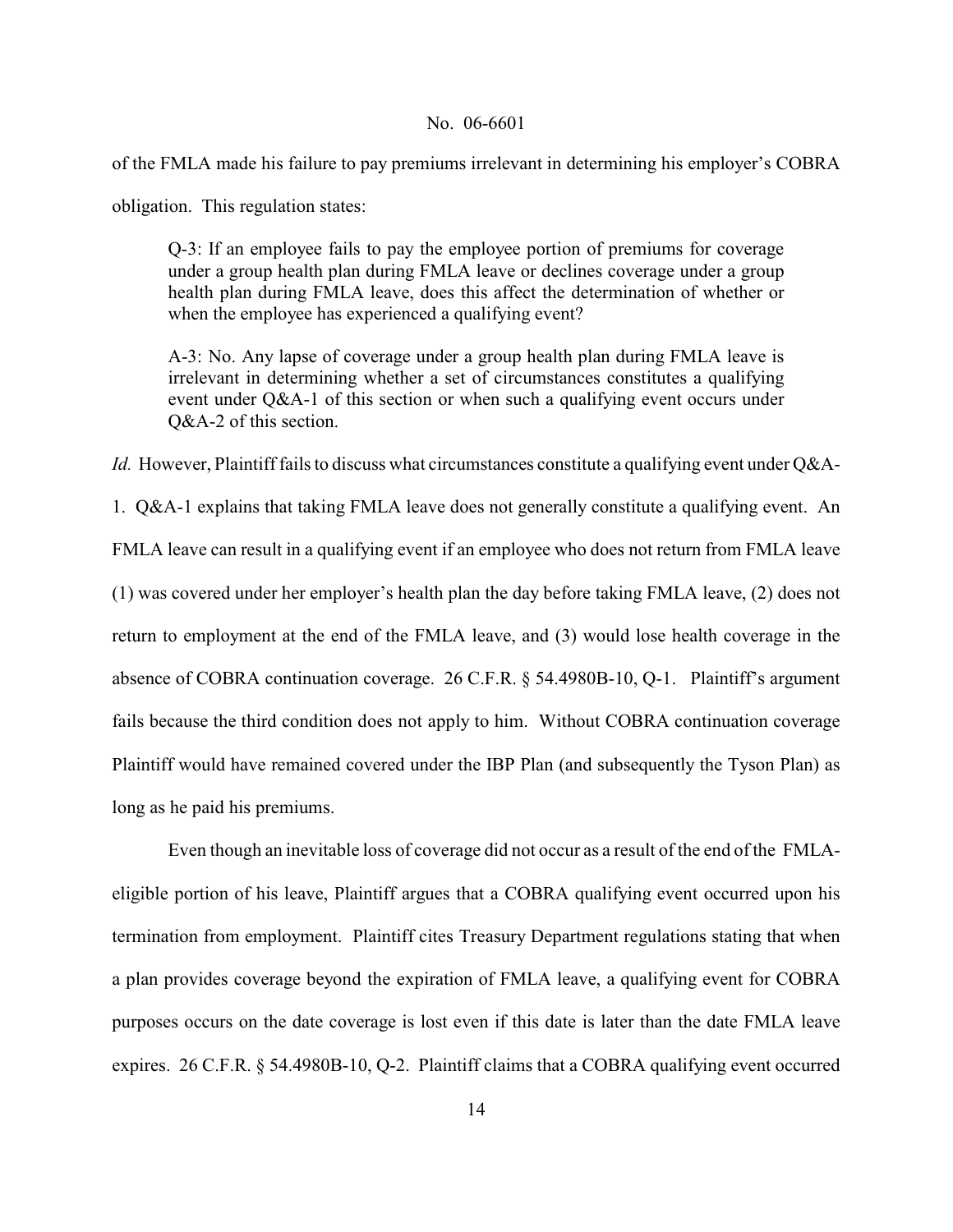of the FMLA made his failure to pay premiums irrelevant in determining his employer's COBRA obligation. This regulation states:

> Q-3: If an employee fails to pay the employee portion of premiums for coverage under a group health plan during FMLA leave or declines coverage under a group health plan during FMLA leave, does this affect the determination of whether or when the employee has experienced a qualifying event?
>
> A-3: No. Any lapse of coverage under a group health plan during FMLA leave is irrelevant in determining whether a set of circumstances constitutes a qualifying event under Q&A-1 of this section or when such a qualifying event occurs under Q&A-2 of this section.

*Id.* However, Plaintiff fails to discuss what circumstances constitute a qualifying event under Q&A-1. Q&A-1 explains that taking FMLA leave does not generally constitute a qualifying event. An FMLA leave can result in a qualifying event if an employee who does not return from FMLA leave (1) was covered under her employer's health plan the day before taking FMLA leave, (2) does not return to employment at the end of the FMLA leave, and (3) would lose health coverage in the absence of COBRA continuation coverage. 26 C.F.R. § 54.4980B-10, Q-1. Plaintiff's argument fails because the third condition does not apply to him. Without COBRA continuation coverage Plaintiff would have remained covered under the IBP Plan (and subsequently the Tyson Plan) as long as he paid his premiums.

Even though an inevitable loss of coverage did not occur as a result of the end of the FMLA-eligible portion of his leave, Plaintiff argues that a COBRA qualifying event occurred upon his termination from employment. Plaintiff cites Treasury Department regulations stating that when a plan provides coverage beyond the expiration of FMLA leave, a qualifying event for COBRA purposes occurs on the date coverage is lost even if this date is later than the date FMLA leave expires. 26 C.F.R. § 54.4980B-10, Q-2. Plaintiff claims that a COBRA qualifying event occurred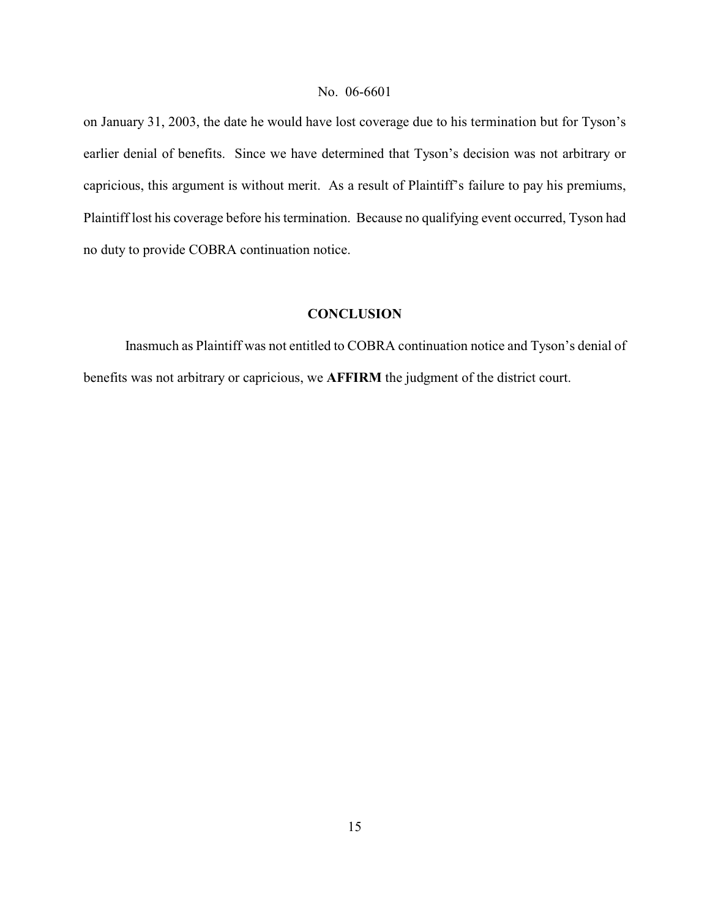on January 31, 2003, the date he would have lost coverage due to his termination but for Tyson's earlier denial of benefits. Since we have determined that Tyson's decision was not arbitrary or capricious, this argument is without merit. As a result of Plaintiff's failure to pay his premiums, Plaintiff lost his coverage before his termination. Because no qualifying event occurred, Tyson had no duty to provide COBRA continuation notice.

## CONCLUSION

Inasmuch as Plaintiff was not entitled to COBRA continuation notice and Tyson's denial of benefits was not arbitrary or capricious, we **AFFIRM** the judgment of the district court.